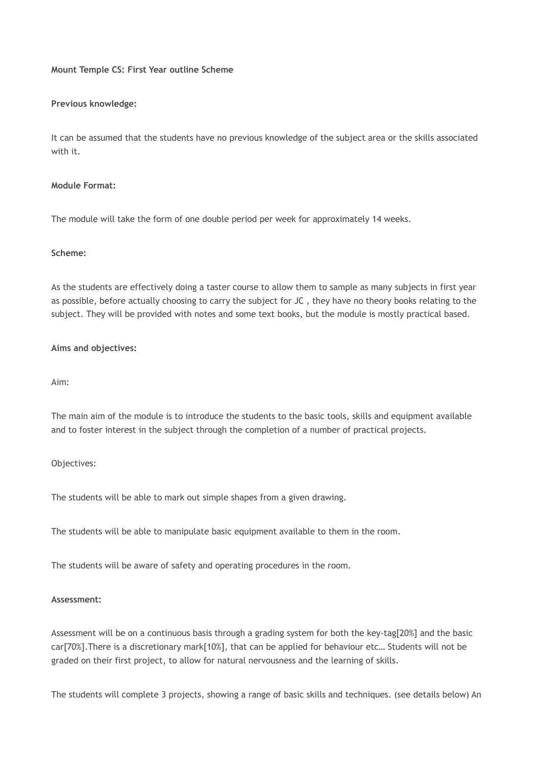**Mount Temple CS: First Year outline Scheme**

**Previous knowledge:**

It can be assumed that the students have no previous knowledge of the subject area or the skills associated with it.

**Module Format:**

The module will take the form of one double period per week for approximately 14 weeks.

**Scheme:**

As the students are effectively doing a taster course to allow them to sample as many subjects in first year as possible, before actually choosing to carry the subject for JC , they have no theory books relating to the subject. They will be provided with notes and some text books, but the module is mostly practical based.

**Aims and objectives:**

Aim:

The main aim of the module is to introduce the students to the basic tools, skills and equipment available and to foster interest in the subject through the completion of a number of practical projects.

Objectives:

The students will be able to mark out simple shapes from a given drawing.

The students will be able to manipulate basic equipment available to them in the room.

The students will be aware of safety and operating procedures in the room.

**Assessment:**

Assessment will be on a continuous basis through a grading system for both the key-tag[20%] and the basic car[70%].There is a discretionary mark[10%], that can be applied for behaviour etc… Students will not be graded on their first project, to allow for natural nervousness and the learning of skills.

The students will complete 3 projects, showing a range of basic skills and techniques. (see details below) An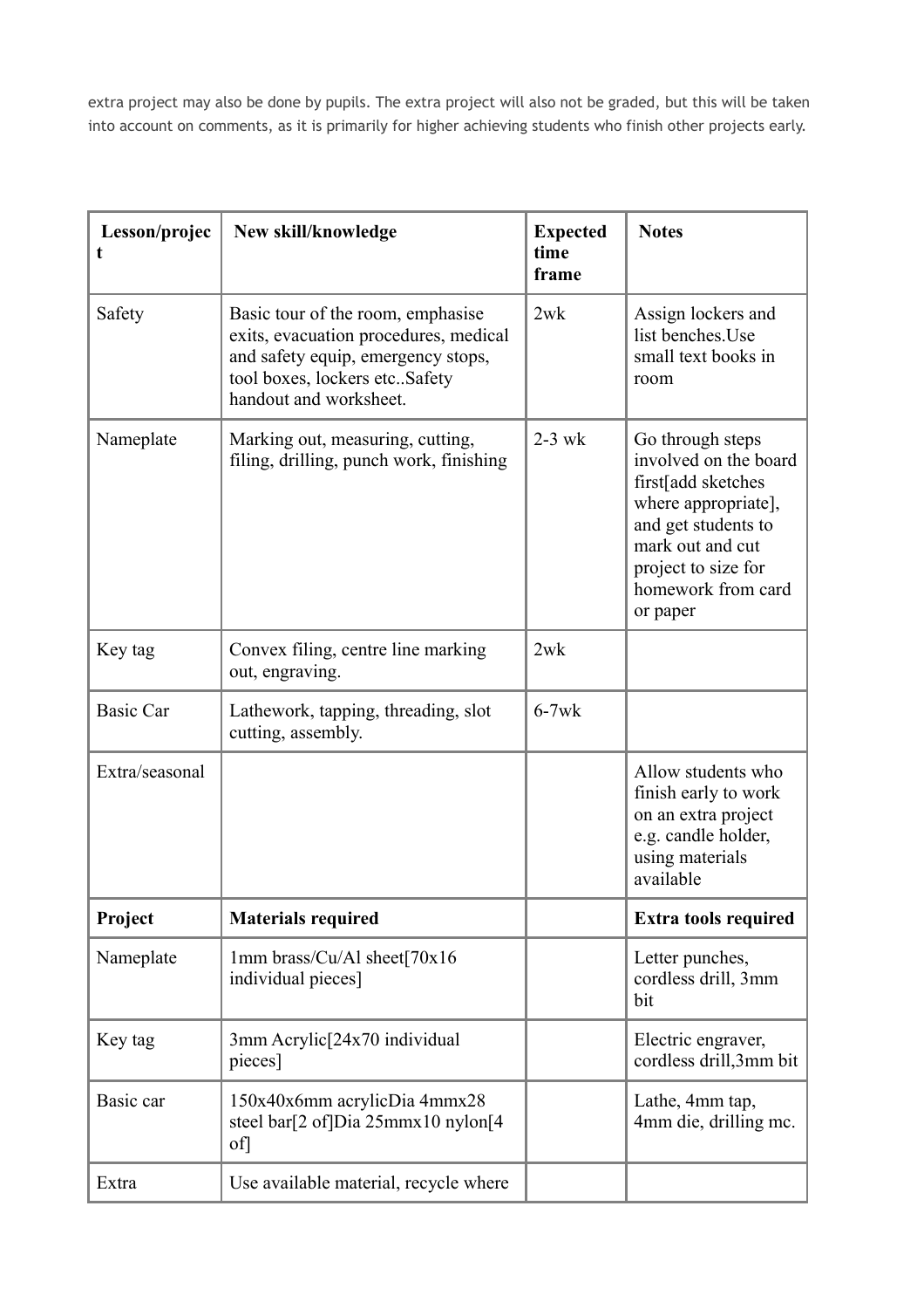extra project may also be done by pupils. The extra project will also not be graded, but this will be taken into account on comments, as it is primarily for higher achieving students who finish other projects early.

| **Lesson/project** | **New skill/knowledge** | **Expected time frame** | **Notes** |
|---|---|---|---|
| Safety | Basic tour of the room, emphasise exits, evacuation procedures, medical and safety equip, emergency stops, tool boxes, lockers etc..Safety handout and worksheet. | 2wk | Assign lockers and list benches.Use small text books in room |
| Nameplate | Marking out, measuring, cutting, filing, drilling, punch work, finishing | 2-3 wk | Go through steps involved on the board first[add sketches where appropriate], and get students to mark out and cut project to size for homework from card or paper |
| Key tag | Convex filing, centre line marking out, engraving. | 2wk | |
| Basic Car | Lathework, tapping, threading, slot cutting, assembly. | 6-7wk | |
| Extra/seasonal | | | Allow students who finish early to work on an extra project e.g. candle holder, using materials available |
| **Project** | **Materials required** | | **Extra tools required** |
| Nameplate | 1mm brass/Cu/Al sheet[70x16 individual pieces] | | Letter punches, cordless drill, 3mm bit |
| Key tag | 3mm Acrylic[24x70 individual pieces] | | Electric engraver, cordless drill,3mm bit |
| Basic car | 150x40x6mm acrylicDia 4mmx28 steel bar[2 of]Dia 25mmx10 nylon[4 of] | | Lathe, 4mm tap, 4mm die, drilling mc. |
| Extra | Use available material, recycle where | | |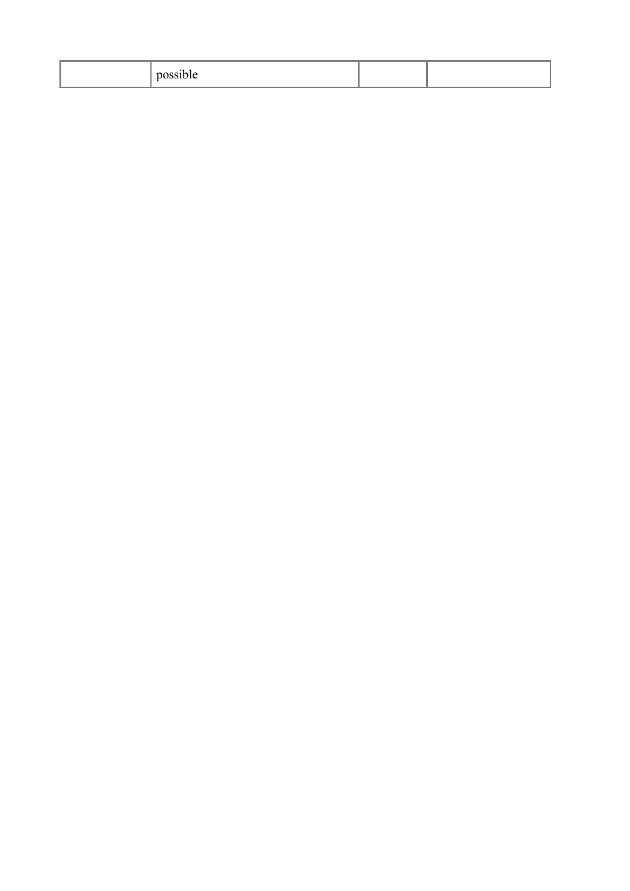| | | | |
|---|---|---|---|
| | possible | | |